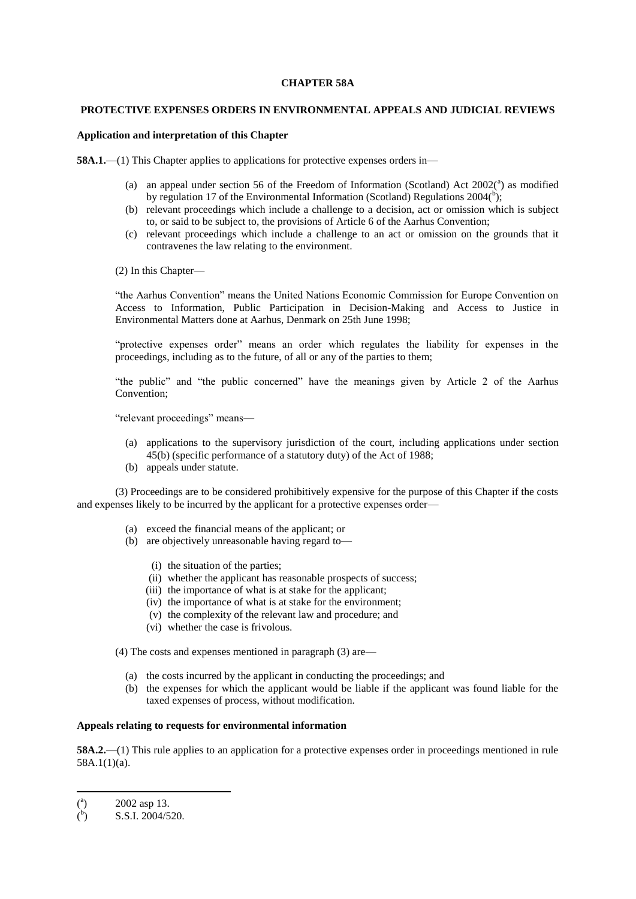# CHAPTER 58A

## PROTECTIVE EXPENSES ORDERS IN ENVIRONMENTAL APPEALS AND JUDICIAL REVIEWS

### Application and interpretation of this Chapter

**58A.1.**—(1) This Chapter applies to applications for protective expenses orders in—

- (a) an appeal under section 56 of the Freedom of Information (Scotland) Act 2002([a]) as modified by regulation 17 of the Environmental Information (Scotland) Regulations 2004([b]);
- (b) relevant proceedings which include a challenge to a decision, act or omission which is subject to, or said to be subject to, the provisions of Article 6 of the Aarhus Convention;
- (c) relevant proceedings which include a challenge to an act or omission on the grounds that it contravenes the law relating to the environment.

(2) In this Chapter—

"the Aarhus Convention" means the United Nations Economic Commission for Europe Convention on Access to Information, Public Participation in Decision-Making and Access to Justice in Environmental Matters done at Aarhus, Denmark on 25th June 1998;

"protective expenses order" means an order which regulates the liability for expenses in the proceedings, including as to the future, of all or any of the parties to them;

"the public" and "the public concerned" have the meanings given by Article 2 of the Aarhus Convention;

"relevant proceedings" means—

- (a) applications to the supervisory jurisdiction of the court, including applications under section 45(b) (specific performance of a statutory duty) of the Act of 1988;
- (b) appeals under statute.

(3) Proceedings are to be considered prohibitively expensive for the purpose of this Chapter if the costs and expenses likely to be incurred by the applicant for a protective expenses order—

- (a) exceed the financial means of the applicant; or
- (b) are objectively unreasonable having regard to—
  - (i) the situation of the parties;
  - (ii) whether the applicant has reasonable prospects of success;
  - (iii) the importance of what is at stake for the applicant;
  - (iv) the importance of what is at stake for the environment;
  - (v) the complexity of the relevant law and procedure; and
  - (vi) whether the case is frivolous.

(4) The costs and expenses mentioned in paragraph (3) are—

- (a) the costs incurred by the applicant in conducting the proceedings; and
- (b) the expenses for which the applicant would be liable if the applicant was found liable for the taxed expenses of process, without modification.

### Appeals relating to requests for environmental information

**58A.2.**—(1) This rule applies to an application for a protective expenses order in proceedings mentioned in rule 58A.1(1)(a).

---

([a]) 2002 asp 13.
([b]) S.S.I. 2004/520.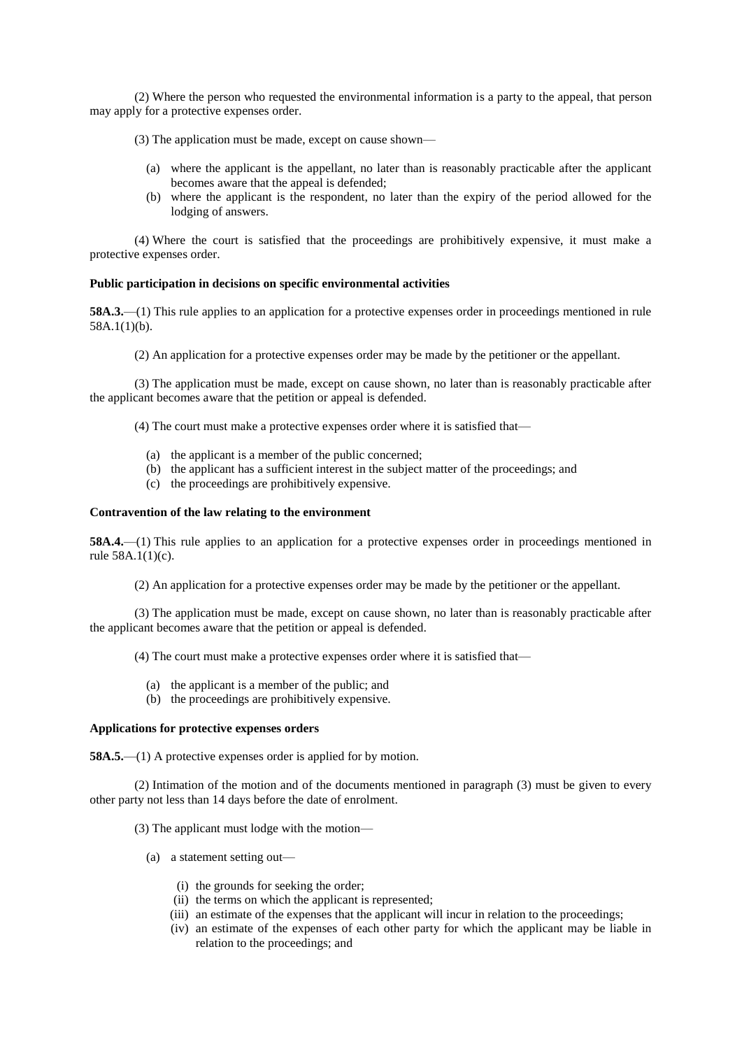(2) Where the person who requested the environmental information is a party to the appeal, that person may apply for a protective expenses order.

(3) The application must be made, except on cause shown—

- (a) where the applicant is the appellant, no later than is reasonably practicable after the applicant becomes aware that the appeal is defended;
- (b) where the applicant is the respondent, no later than the expiry of the period allowed for the lodging of answers.

(4) Where the court is satisfied that the proceedings are prohibitively expensive, it must make a protective expenses order.

**Public participation in decisions on specific environmental activities**

**58A.3.**—(1) This rule applies to an application for a protective expenses order in proceedings mentioned in rule 58A.1(1)(b).

(2) An application for a protective expenses order may be made by the petitioner or the appellant.

(3) The application must be made, except on cause shown, no later than is reasonably practicable after the applicant becomes aware that the petition or appeal is defended.

(4) The court must make a protective expenses order where it is satisfied that—

- (a) the applicant is a member of the public concerned;
- (b) the applicant has a sufficient interest in the subject matter of the proceedings; and
- (c) the proceedings are prohibitively expensive.

**Contravention of the law relating to the environment**

**58A.4.**—(1) This rule applies to an application for a protective expenses order in proceedings mentioned in rule 58A.1(1)(c).

(2) An application for a protective expenses order may be made by the petitioner or the appellant.

(3) The application must be made, except on cause shown, no later than is reasonably practicable after the applicant becomes aware that the petition or appeal is defended.

(4) The court must make a protective expenses order where it is satisfied that—

- (a) the applicant is a member of the public; and
- (b) the proceedings are prohibitively expensive.

**Applications for protective expenses orders**

**58A.5.**—(1) A protective expenses order is applied for by motion.

(2) Intimation of the motion and of the documents mentioned in paragraph (3) must be given to every other party not less than 14 days before the date of enrolment.

(3) The applicant must lodge with the motion—

- (a) a statement setting out—
  - (i) the grounds for seeking the order;
  - (ii) the terms on which the applicant is represented;
  - (iii) an estimate of the expenses that the applicant will incur in relation to the proceedings;
  - (iv) an estimate of the expenses of each other party for which the applicant may be liable in relation to the proceedings; and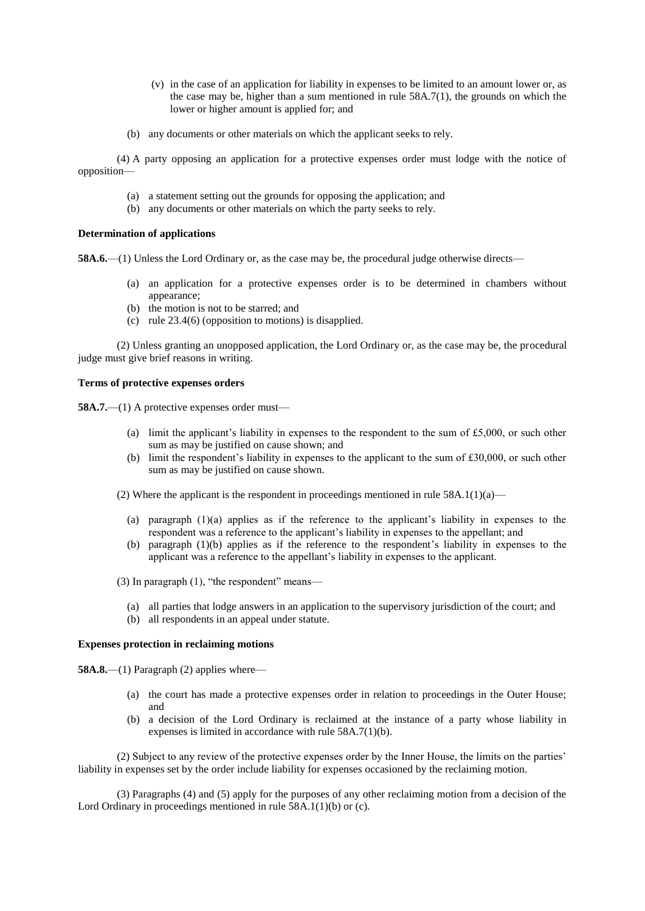(v) in the case of an application for liability in expenses to be limited to an amount lower or, as the case may be, higher than a sum mentioned in rule 58A.7(1), the grounds on which the lower or higher amount is applied for; and

(b) any documents or other materials on which the applicant seeks to rely.

(4) A party opposing an application for a protective expenses order must lodge with the notice of opposition—

(a) a statement setting out the grounds for opposing the application; and
(b) any documents or other materials on which the party seeks to rely.

**Determination of applications**

**58A.6.**—(1) Unless the Lord Ordinary or, as the case may be, the procedural judge otherwise directs—

(a) an application for a protective expenses order is to be determined in chambers without appearance;
(b) the motion is not to be starred; and
(c) rule 23.4(6) (opposition to motions) is disapplied.

(2) Unless granting an unopposed application, the Lord Ordinary or, as the case may be, the procedural judge must give brief reasons in writing.

**Terms of protective expenses orders**

**58A.7.**—(1) A protective expenses order must—

(a) limit the applicant's liability in expenses to the respondent to the sum of £5,000, or such other sum as may be justified on cause shown; and
(b) limit the respondent's liability in expenses to the applicant to the sum of £30,000, or such other sum as may be justified on cause shown.

(2) Where the applicant is the respondent in proceedings mentioned in rule 58A.1(1)(a)—

(a) paragraph (1)(a) applies as if the reference to the applicant's liability in expenses to the respondent was a reference to the applicant's liability in expenses to the appellant; and
(b) paragraph (1)(b) applies as if the reference to the respondent's liability in expenses to the applicant was a reference to the appellant's liability in expenses to the applicant.

(3) In paragraph (1), "the respondent" means—

(a) all parties that lodge answers in an application to the supervisory jurisdiction of the court; and
(b) all respondents in an appeal under statute.

**Expenses protection in reclaiming motions**

**58A.8.**—(1) Paragraph (2) applies where—

(a) the court has made a protective expenses order in relation to proceedings in the Outer House; and
(b) a decision of the Lord Ordinary is reclaimed at the instance of a party whose liability in expenses is limited in accordance with rule 58A.7(1)(b).

(2) Subject to any review of the protective expenses order by the Inner House, the limits on the parties' liability in expenses set by the order include liability for expenses occasioned by the reclaiming motion.

(3) Paragraphs (4) and (5) apply for the purposes of any other reclaiming motion from a decision of the Lord Ordinary in proceedings mentioned in rule 58A.1(1)(b) or (c).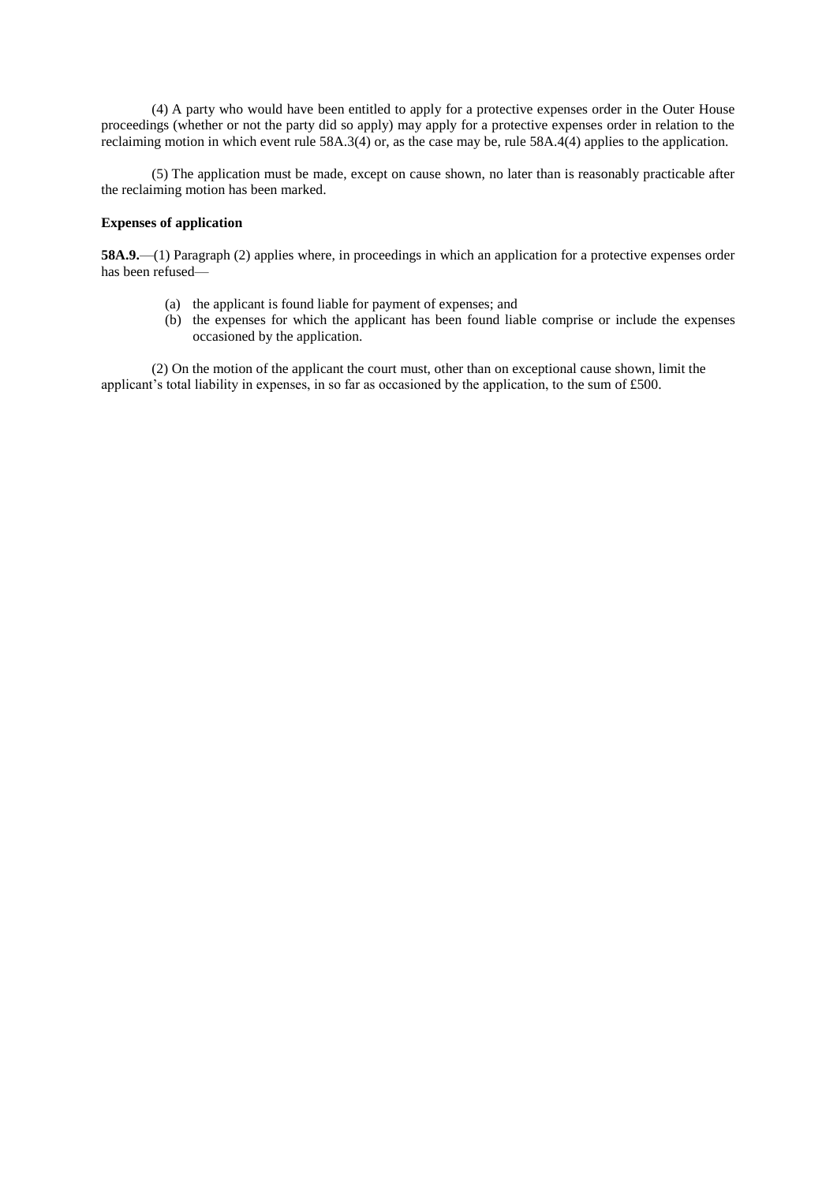(4) A party who would have been entitled to apply for a protective expenses order in the Outer House proceedings (whether or not the party did so apply) may apply for a protective expenses order in relation to the reclaiming motion in which event rule 58A.3(4) or, as the case may be, rule 58A.4(4) applies to the application.

(5) The application must be made, except on cause shown, no later than is reasonably practicable after the reclaiming motion has been marked.

**Expenses of application**

**58A.9.**—(1) Paragraph (2) applies where, in proceedings in which an application for a protective expenses order has been refused—

(a) the applicant is found liable for payment of expenses; and
(b) the expenses for which the applicant has been found liable comprise or include the expenses occasioned by the application.

(2) On the motion of the applicant the court must, other than on exceptional cause shown, limit the applicant's total liability in expenses, in so far as occasioned by the application, to the sum of £500.